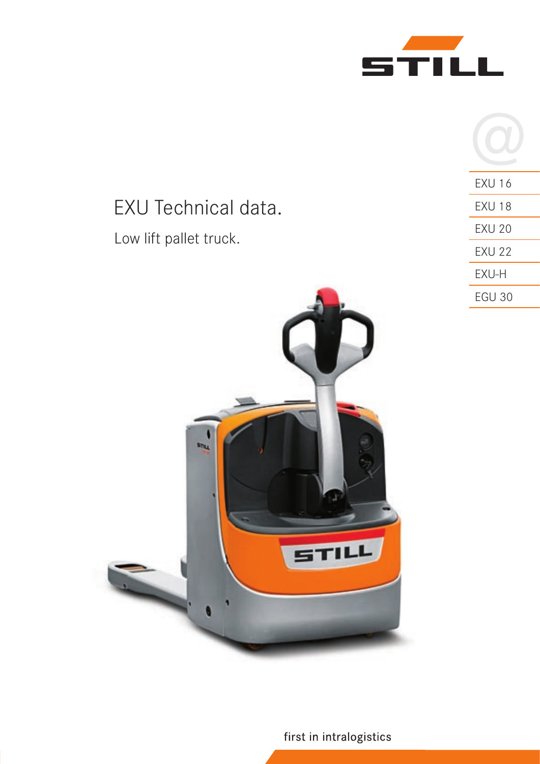STILL

EXU 16

EXU 18

EXU 20

EXU 22

EXU-H

EGU 30

# EXU Technical data.

## Low lift pallet truck.

first in intralogistics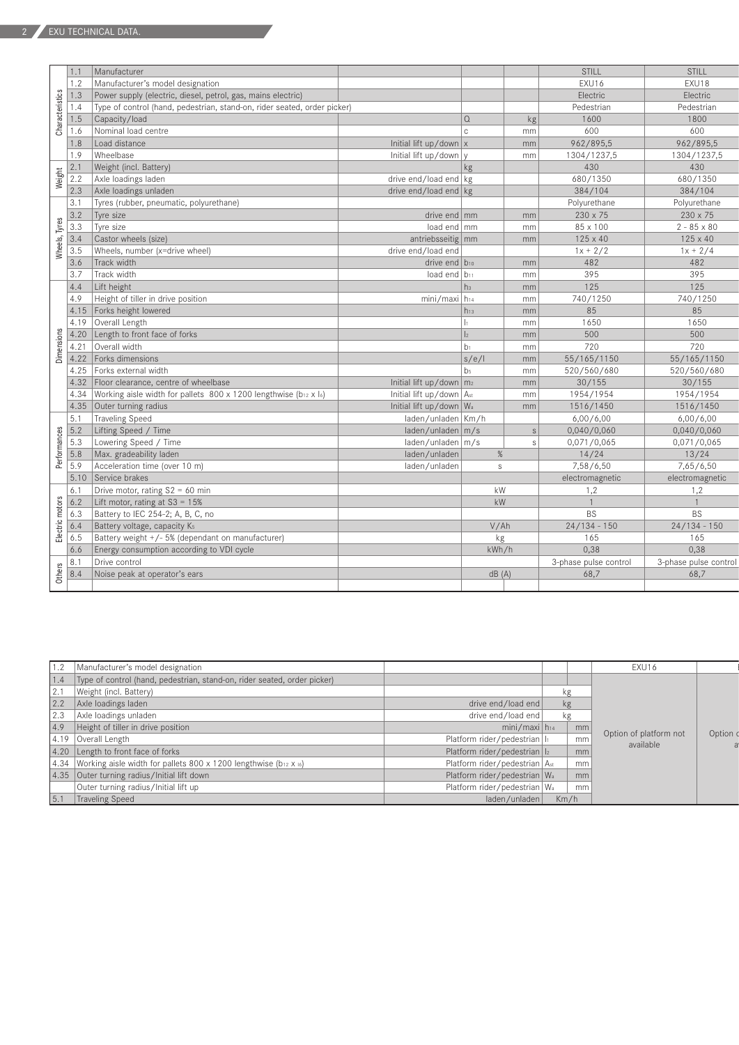## EXU TECHNICAL DATA.

| | | | | | | | |
|---|---|---|---|---|---|---|---|
| Characteristics | 1.1 | Manufacturer | | | | STILL | STILL |
| | 1.2 | Manufacturer's model designation | | | | EXU16 | EXU18 |
| | 1.3 | Power supply (electric, diesel, petrol, gas, mains electric) | | | | Electric | Electric |
| | 1.4 | Type of control (hand, pedestrian, stand-on, rider seated, order picker) | | | | Pedestrian | Pedestrian |
| | 1.5 | Capacity/load | | Q | kg | 1600 | 1800 |
| | 1.6 | Nominal load centre | | c | mm | 600 | 600 |
| | 1.8 | Load distance | Initial lift up/down | x | mm | 962/895,5 | 962/895,5 |
| | 1.9 | Wheelbase | Initial lift up/down | y | mm | 1304/1237,5 | 1304/1237,5 |
| Weight | 2.1 | Weight (incl. Battery) | | kg | | 430 | 430 |
| | 2.2 | Axle loadings laden | drive end/load end | kg | | 680/1350 | 680/1350 |
| | 2.3 | Axle loadings unladen | drive end/load end | kg | | 384/104 | 384/104 |
| Wheels, Tyres | 3.1 | Tyres (rubber, pneumatic, polyurethane) | | | | Polyurethane | Polyurethane |
| | 3.2 | Tyre size | drive end | mm | mm | 230 x 75 | 230 x 75 |
| | 3.3 | Tyre size | load end | mm | mm | 85 x 100 | 2 - 85 x 80 |
| | 3.4 | Castor wheels (size) | antriebsseitig | mm | mm | 125 x 40 | 125 x 40 |
| | 3.5 | Wheels, number (x=drive wheel) | drive end/load end | | | 1x + 2/2 | 1x + 2/4 |
| | 3.6 | Track width | drive end | $b_{10}$ | mm | 482 | 482 |
| | 3.7 | Track width | load end | $b_{11}$ | mm | 395 | 395 |
| Dimensions | 4.4 | Lift height | | $h_3$ | mm | 125 | 125 |
| | 4.9 | Height of tiller in drive position | mini/maxi | $h_{14}$ | mm | 740/1250 | 740/1250 |
| | 4.15 | Forks height lowered | | $h_{13}$ | mm | 85 | 85 |
| | 4.19 | Overall Length | | $l_1$ | mm | 1650 | 1650 |
| | 4.20 | Length to front face of forks | | $l_2$ | mm | 500 | 500 |
| | 4.21 | Overall width | | $b_1$ | mm | 720 | 720 |
| | 4.22 | Forks dimensions | | s/e/l | mm | 55/165/1150 | 55/165/1150 |
| | 4.25 | Forks external width | | $b_5$ | mm | 520/560/680 | 520/560/680 |
| | 4.32 | Floor clearance, centre of wheelbase | Initial lift up/down | $m_2$ | mm | 30/155 | 30/155 |
| | 4.34 | Working aisle width for pallets 800 x 1200 lengthwise ($b_{12}$ x $l_6$) | Initial lift up/down | $A_{st}$ | mm | 1954/1954 | 1954/1954 |
| | 4.35 | Outer turning radius | Initial lift up/down | $W_a$ | mm | 1516/1450 | 1516/1450 |
| Performances | 5.1 | Traveling Speed | laden/unladen | Km/h | | 6,00/6,00 | 6,00/6,00 |
| | 5.2 | Lifting Speed / Time | laden/unladen | m/s | s | 0,040/0,060 | 0,040/0,060 |
| | 5.3 | Lowering Speed / Time | laden/unladen | m/s | s | 0,071/0,065 | 0,071/0,065 |
| | 5.8 | Max. gradeability laden | laden/unladen | % | | 14/24 | 13/24 |
| | 5.9 | Acceleration time (over 10 m) | laden/unladen | s | | 7,58/6,50 | 7,65/6,50 |
| | 5.10 | Service brakes | | | | electromagnetic | electromagnetic |
| Electric motors | 6.1 | Drive motor, rating S2 = 60 min | | kW | | 1,2 | 1,2 |
| | 6.2 | Lift motor, rating at S3 = 15% | | kW | | 1 | 1 |
| | 6.3 | Battery to IEC 254-2; A, B, C, no | | | | BS | BS |
| | 6.4 | Battery voltage, capacity $K_5$ | | V/Ah | | 24/134 - 150 | 24/134 - 150 |
| | 6.5 | Battery weight +/- 5% (dependant on manufacturer) | | kg | | 165 | 165 |
| | 6.6 | Energy consumption according to VDI cycle | | kWh/h | | 0,38 | 0,38 |
| Others | 8.1 | Drive control | | | | 3-phase pulse control | 3-phase pulse control |
| | 8.4 | Noise peak at operator's ears | | dB (A) | | 68,7 | 68,7 |

| | | | | | | |
|---|---|---|---|---|---|---|
| 1.2 | Manufacturer's model designation | | | | EXU16 | |
| 1.4 | Type of control (hand, pedestrian, stand-on, rider seated, order picker) | | | | | |
| 2.1 | Weight (incl. Battery) | | kg | | Option of platform not available | Option o... a... |
| 2.2 | Axle loadings laden | drive end/load end | kg | | | |
| 2.3 | Axle loadings unladen | drive end/load end | kg | | | |
| 4.9 | Height of tiller in drive position | mini/maxi | $h_{14}$ | mm | | |
| 4.19 | Overall Length | Platform rider/pedestrian | $l_1$ | mm | | |
| 4.20 | Length to front face of forks | Platform rider/pedestrian | $l_2$ | mm | | |
| 4.34 | Working aisle width for pallets 800 x 1200 lengthwise ($b_{12}$ x $l_6$) | Platform rider/pedestrian | $A_{st}$ | mm | | |
| 4.35 | Outer turning radius/Initial lift down | Platform rider/pedestrian | $W_a$ | mm | | |
| | Outer turning radius/Initial lift up | Platform rider/pedestrian | $W_a$ | mm | | |
| 5.1 | Traveling Speed | laden/unladen | Km/h | | | |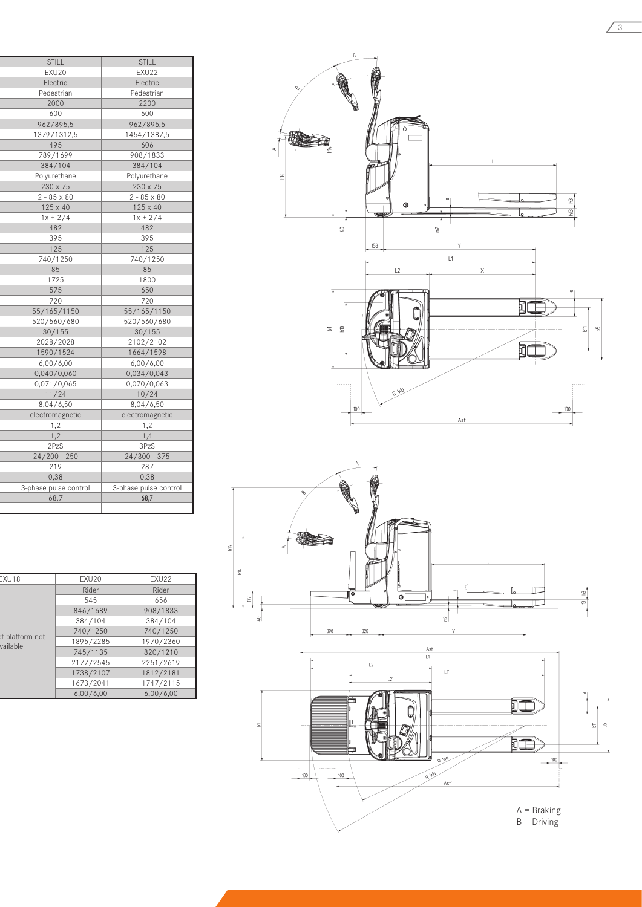| STILL | STILL |
|---|---|
| EXU20 | EXU22 |
| Electric | Electric |
| Pedestrian | Pedestrian |
| 2000 | 2200 |
| 600 | 600 |
| 962/895,5 | 962/895,5 |
| 1379/1312,5 | 1454/1387,5 |
| 495 | 606 |
| 789/1699 | 908/1833 |
| 384/104 | 384/104 |
| Polyurethane | Polyurethane |
| 230 x 75 | 230 x 75 |
| 2 - 85 x 80 | 2 - 85 x 80 |
| 125 x 40 | 125 x 40 |
| 1x + 2/4 | 1x + 2/4 |
| 482 | 482 |
| 395 | 395 |
| 125 | 125 |
| 740/1250 | 740/1250 |
| 85 | 85 |
| 1725 | 1800 |
| 575 | 650 |
| 720 | 720 |
| 55/165/1150 | 55/165/1150 |
| 520/560/680 | 520/560/680 |
| 30/155 | 30/155 |
| 2028/2028 | 2102/2102 |
| 1590/1524 | 1664/1598 |
| 6,00/6,00 | 6,00/6,00 |
| 0,040/0,060 | 0,034/0,043 |
| 0,071/0,065 | 0,070/0,063 |
| 11/24 | 10/24 |
| 8,04/6,50 | 8,04/6,50 |
| electromagnetic | electromagnetic |
| 1,2 | 1,2 |
| 1,2 | 1,4 |
| 2PzS | 3PzS |
| 24/200 - 250 | 24/300 - 375 |
| 219 | 287 |
| 0,38 | 0,38 |
| 3-phase pulse control | 3-phase pulse control |
| 68,7 | **68,7** |

| EXU18 | EXU20 | EXU22 |
|---|---|---|
| of platform not available | Rider | Rider |
| | 545 | 656 |
| | 846/1689 | 908/1833 |
| | 384/104 | 384/104 |
| | 740/1250 | 740/1250 |
| | 1895/2285 | 1970/2360 |
| | 745/1135 | 820/1210 |
| | 2177/2545 | 2251/2619 |
| | 1738/2107 | 1812/2181 |
| | 1673/2041 | 1747/2115 |
| | 6,00/6,00 | 6,00/6,00 |

A = Braking
B = Driving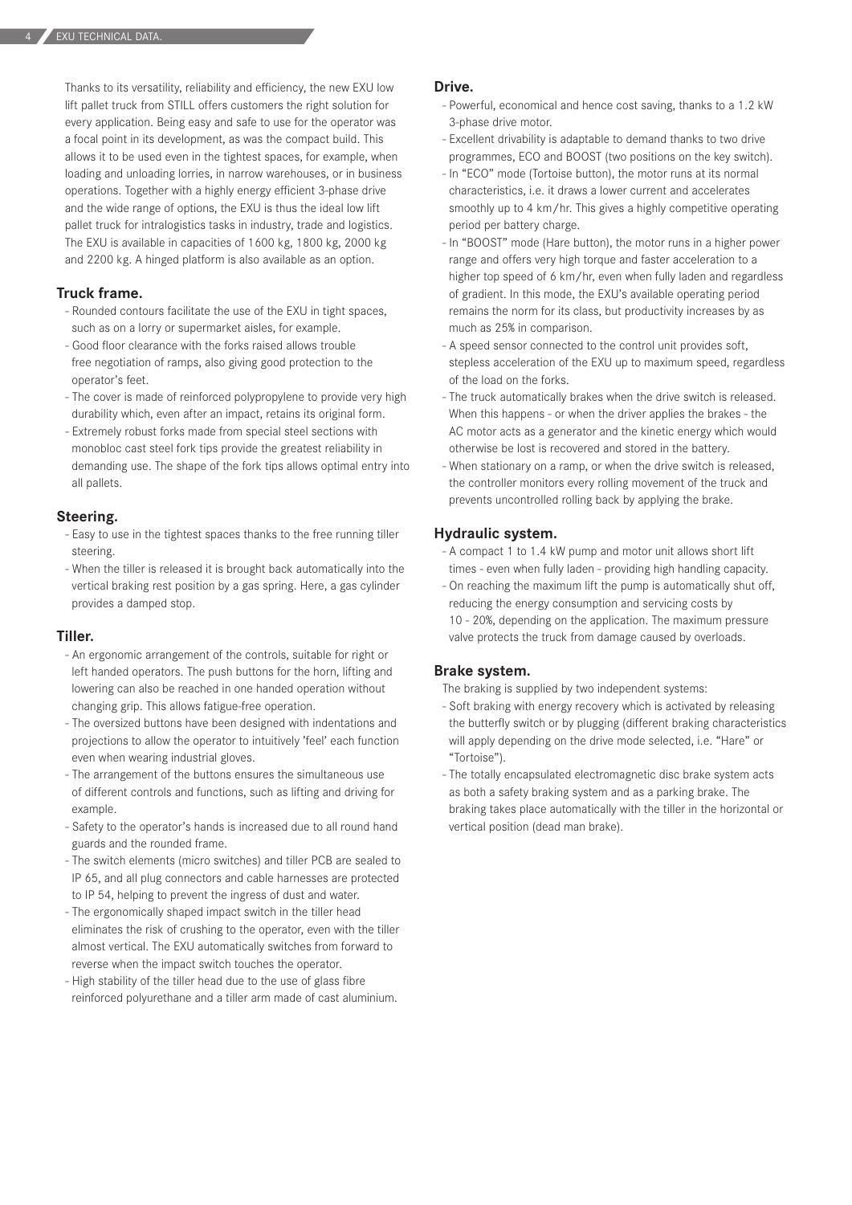Thanks to its versatility, reliability and efficiency, the new EXU low lift pallet truck from STILL offers customers the right solution for every application. Being easy and safe to use for the operator was a focal point in its development, as was the compact build. This allows it to be used even in the tightest spaces, for example, when loading and unloading lorries, in narrow warehouses, or in business operations. Together with a highly energy efficient 3-phase drive and the wide range of options, the EXU is thus the ideal low lift pallet truck for intralogistics tasks in industry, trade and logistics. The EXU is available in capacities of 1600 kg, 1800 kg, 2000 kg and 2200 kg. A hinged platform is also available as an option.

## Truck frame.

- Rounded contours facilitate the use of the EXU in tight spaces, such as on a lorry or supermarket aisles, for example.
- Good floor clearance with the forks raised allows trouble free negotiation of ramps, also giving good protection to the operator's feet.
- The cover is made of reinforced polypropylene to provide very high durability which, even after an impact, retains its original form.
- Extremely robust forks made from special steel sections with monobloc cast steel fork tips provide the greatest reliability in demanding use. The shape of the fork tips allows optimal entry into all pallets.

## Steering.

- Easy to use in the tightest spaces thanks to the free running tiller steering.
- When the tiller is released it is brought back automatically into the vertical braking rest position by a gas spring. Here, a gas cylinder provides a damped stop.

## Tiller.

- An ergonomic arrangement of the controls, suitable for right or left handed operators. The push buttons for the horn, lifting and lowering can also be reached in one handed operation without changing grip. This allows fatigue-free operation.
- The oversized buttons have been designed with indentations and projections to allow the operator to intuitively 'feel' each function even when wearing industrial gloves.
- The arrangement of the buttons ensures the simultaneous use of different controls and functions, such as lifting and driving for example.
- Safety to the operator's hands is increased due to all round hand guards and the rounded frame.
- The switch elements (micro switches) and tiller PCB are sealed to IP 65, and all plug connectors and cable harnesses are protected to IP 54, helping to prevent the ingress of dust and water.
- The ergonomically shaped impact switch in the tiller head eliminates the risk of crushing to the operator, even with the tiller almost vertical. The EXU automatically switches from forward to reverse when the impact switch touches the operator.
- High stability of the tiller head due to the use of glass fibre reinforced polyurethane and a tiller arm made of cast aluminium.

## Drive.

- Powerful, economical and hence cost saving, thanks to a 1.2 kW 3-phase drive motor.
- Excellent drivability is adaptable to demand thanks to two drive programmes, ECO and BOOST (two positions on the key switch).
- In "ECO" mode (Tortoise button), the motor runs at its normal characteristics, i.e. it draws a lower current and accelerates smoothly up to 4 km/hr. This gives a highly competitive operating period per battery charge.
- In "BOOST" mode (Hare button), the motor runs in a higher power range and offers very high torque and faster acceleration to a higher top speed of 6 km/hr, even when fully laden and regardless of gradient. In this mode, the EXU's available operating period remains the norm for its class, but productivity increases by as much as 25% in comparison.
- A speed sensor connected to the control unit provides soft, stepless acceleration of the EXU up to maximum speed, regardless of the load on the forks.
- The truck automatically brakes when the drive switch is released. When this happens - or when the driver applies the brakes - the AC motor acts as a generator and the kinetic energy which would otherwise be lost is recovered and stored in the battery.
- When stationary on a ramp, or when the drive switch is released, the controller monitors every rolling movement of the truck and prevents uncontrolled rolling back by applying the brake.

## Hydraulic system.

- A compact 1 to 1.4 kW pump and motor unit allows short lift times - even when fully laden - providing high handling capacity.
- On reaching the maximum lift the pump is automatically shut off, reducing the energy consumption and servicing costs by 10 - 20%, depending on the application. The maximum pressure valve protects the truck from damage caused by overloads.

## Brake system.

The braking is supplied by two independent systems:

- Soft braking with energy recovery which is activated by releasing the butterfly switch or by plugging (different braking characteristics will apply depending on the drive mode selected, i.e. "Hare" or "Tortoise").
- The totally encapsulated electromagnetic disc brake system acts as both a safety braking system and as a parking brake. The braking takes place automatically with the tiller in the horizontal or vertical position (dead man brake).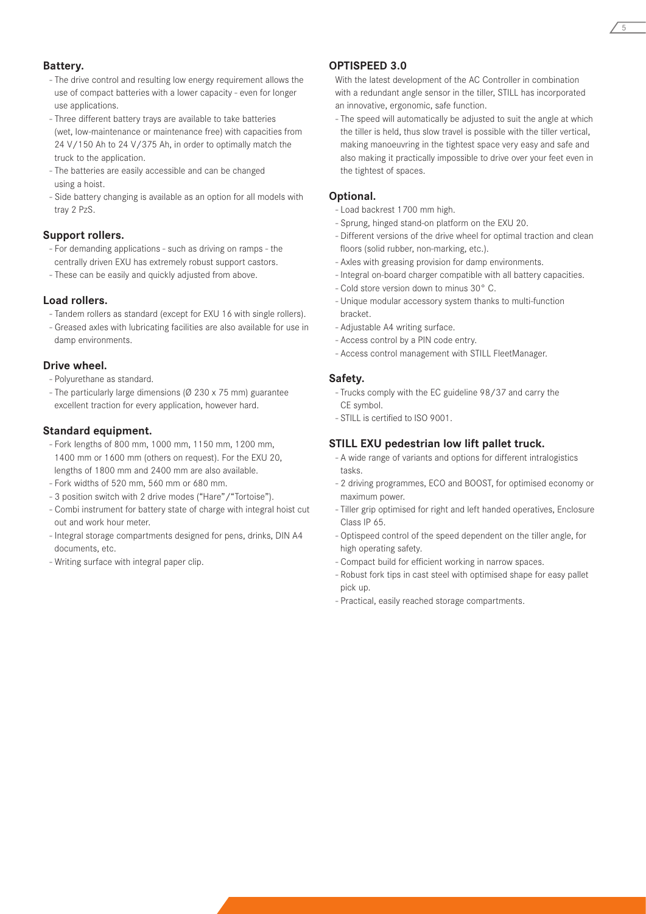## Battery.

- The drive control and resulting low energy requirement allows the use of compact batteries with a lower capacity - even for longer use applications.
- Three different battery trays are available to take batteries (wet, low-maintenance or maintenance free) with capacities from 24 V/150 Ah to 24 V/375 Ah, in order to optimally match the truck to the application.
- The batteries are easily accessible and can be changed using a hoist.
- Side battery changing is available as an option for all models with tray 2 PzS.

## Support rollers.

- For demanding applications - such as driving on ramps - the centrally driven EXU has extremely robust support castors.
- These can be easily and quickly adjusted from above.

## Load rollers.

- Tandem rollers as standard (except for EXU 16 with single rollers).
- Greased axles with lubricating facilities are also available for use in damp environments.

## Drive wheel.

- Polyurethane as standard.
- The particularly large dimensions (Ø 230 x 75 mm) guarantee excellent traction for every application, however hard.

## Standard equipment.

- Fork lengths of 800 mm, 1000 mm, 1150 mm, 1200 mm, 1400 mm or 1600 mm (others on request). For the EXU 20, lengths of 1800 mm and 2400 mm are also available.
- Fork widths of 520 mm, 560 mm or 680 mm.
- 3 position switch with 2 drive modes ("Hare"/"Tortoise").
- Combi instrument for battery state of charge with integral hoist cut out and work hour meter.
- Integral storage compartments designed for pens, drinks, DIN A4 documents, etc.
- Writing surface with integral paper clip.

## OPTISPEED 3.0

With the latest development of the AC Controller in combination with a redundant angle sensor in the tiller, STILL has incorporated an innovative, ergonomic, safe function.

- The speed will automatically be adjusted to suit the angle at which the tiller is held, thus slow travel is possible with the tiller vertical, making manoeuvring in the tightest space very easy and safe and also making it practically impossible to drive over your feet even in the tightest of spaces.

## Optional.

- Load backrest 1700 mm high.
- Sprung, hinged stand-on platform on the EXU 20.
- Different versions of the drive wheel for optimal traction and clean floors (solid rubber, non-marking, etc.).
- Axles with greasing provision for damp environments.
- Integral on-board charger compatible with all battery capacities.
- Cold store version down to minus 30° C.
- Unique modular accessory system thanks to multi-function bracket.
- Adjustable A4 writing surface.
- Access control by a PIN code entry.
- Access control management with STILL FleetManager.

## Safety.

- Trucks comply with the EC guideline 98/37 and carry the CE symbol.
- STILL is certified to ISO 9001.

## STILL EXU pedestrian low lift pallet truck.

- A wide range of variants and options for different intralogistics tasks.
- 2 driving programmes, ECO and BOOST, for optimised economy or maximum power.
- Tiller grip optimised for right and left handed operatives, Enclosure Class IP 65.
- Optispeed control of the speed dependent on the tiller angle, for high operating safety.
- Compact build for efficient working in narrow spaces.
- Robust fork tips in cast steel with optimised shape for easy pallet pick up.
- Practical, easily reached storage compartments.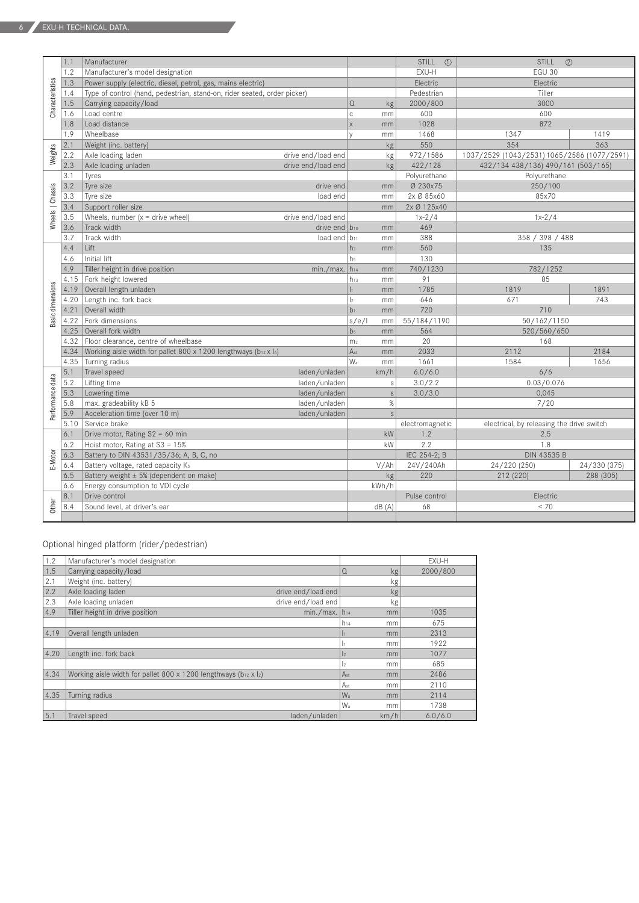| | | | | | STILL ① | STILL ② | |
|---|---|---|---|---|---|---|---|
| Characteristics | 1.1 | Manufacturer | | | STILL ① | STILL ② | |
| | 1.2 | Manufacturer's model designation | | | EXU-H | EGU 30 | |
| | 1.3 | Power supply (electric, diesel, petrol, gas, mains electric) | | | Electric | Electric | |
| | 1.4 | Type of control (hand, pedestrian, stand-on, rider seated, order picker) | | | Pedestrian | Tiller | |
| | 1.5 | Carrying capacity/load | Q | kg | 2000/800 | 3000 | |
| | 1.6 | Load centre | c | mm | 600 | 600 | |
| | 1.8 | Load distance | x | mm | 1028 | 872 | |
| | 1.9 | Wheelbase | y | mm | 1468 | 1347 | 1419 |
| Weights | 2.1 | Weight (inc. battery) | | kg | 550 | 354 | 363 |
| | 2.2 | Axle loading laden drive end/load end | | kg | 972/1586 | 1037/2529 (1043/2531) | 1065/2586 (1077/2591) |
| | 2.3 | Axle loading unladen drive end/load end | | kg | 422/128 | 432/134 438/136) | 490/161 (503/165) |
| Wheels \| Chassis | 3.1 | Tyres | | | Polyurethane | Polyurethane | |
| | 3.2 | Tyre size drive end | | mm | Ø 230x75 | 250/100 | |
| | 3.3 | Tyre size load end | | mm | 2x Ø 85x60 | 85x70 | |
| | 3.4 | Support roller size | | mm | 2x Ø 125x40 | | |
| | 3.5 | Wheels, number (x = drive wheel) drive end/load end | | | 1x-2/4 | 1x-2/4 | |
| | 3.6 | Track width drive end | $b_{10}$ | mm | 469 | | |
| | 3.7 | Track width load end | $b_{11}$ | mm | 388 | 358 / 398 / 488 | |
| Basic dimensions | 4.4 | Lift | $h_3$ | mm | 560 | 135 | |
| | 4.6 | Initial lift | $h_5$ | | 130 | | |
| | 4.9 | Tiller height in drive position min./max. | $h_{14}$ | mm | 740/1230 | 782/1252 | |
| | 4.15 | Fork height lowered | $h_{13}$ | mm | 91 | 85 | |
| | 4.19 | Overall length unladen | $l_1$ | mm | 1785 | 1819 | 1891 |
| | 4.20 | Length inc. fork back | $l_2$ | mm | 646 | 671 | 743 |
| | 4.21 | Overall width | $b_1$ | mm | 720 | 710 | |
| | 4.22 | Fork dimensions | s/e/l | mm | 55/184/1190 | 50/162/1150 | |
| | 4.25 | Overall fork width | $b_5$ | mm | 564 | 520/560/650 | |
| | 4.32 | Floor clearance, centre of wheelbase | $m_2$ | mm | 20 | 168 | |
| | 4.34 | Working aisle width for pallet 800 x 1200 lengthways ($b_{12}$ x $l_6$) | $A_{st}$ | mm | 2033 | 2112 | 2184 |
| | 4.35 | Turning radius | $W_a$ | mm | 1661 | 1584 | 1656 |
| Performance data | 5.1 | Travel speed laden/unladen | | km/h | 6.0/6.0 | 6/6 | |
| | 5.2 | Lifting time laden/unladen | | s | 3.0/2.2 | 0.03/0.076 | |
| | 5.3 | Lowering time laden/unladen | | s | 3.0/3.0 | 0,045 | |
| | 5.8 | max. gradeability kB 5 laden/unladen | | % | | 7/20 | |
| | 5.9 | Acceleration time (over 10 m) laden/unladen | | s | | | |
| | 5.10 | Service brake | | | electromagnetic | electrical, by releasing the drive switch | |
| E-Motor | 6.1 | Drive motor, Rating S2 = 60 min | | kW | 1.2 | 2.5 | |
| | 6.2 | Hoist motor, Rating at S3 = 15% | | kW | 2.2 | 1.8 | |
| | 6.3 | Battery to DIN 43531/35/36; A, B, C, no | | | IEC 254-2; B | DIN 43535 B | |
| | 6.4 | Battery voltage, rated capacity $K_5$ | | V/Ah | 24V/240Ah | 24/220 (250) | 24/330 (375) |
| | 6.5 | Battery weight ± 5% (dependent on make) | | kg | 220 | 212 (220) | 288 (305) |
| | 6.6 | Energy consumption to VDI cycle | | kWh/h | | | |
| Other | 8.1 | Drive control | | | Pulse control | Electric | |
| | 8.4 | Sound level, at driver's ear | | dB (A) | 68 | < 70 | |

Optional hinged platform (rider/pedestrian)

| | | | | EXU-H |
|---|---|---|---|---|
| 1.2 | Manufacturer's model designation | | | EXU-H |
| 1.5 | Carrying capacity/load | Q | kg | 2000/800 |
| 2.1 | Weight (inc. battery) | | kg | |
| 2.2 | Axle loading laden drive end/load end | | kg | |
| 2.3 | Axle loading unladen drive end/load end | | kg | |
| 4.9 | Tiller height in drive position min./max. | $h_{14}$ | mm | 1035 |
| | | $h_{14}$ | mm | 675 |
| 4.19 | Overall length unladen | $l_1$ | mm | 2313 |
| | | $l_1$ | mm | 1922 |
| 4.20 | Length inc. fork back | $l_2$ | mm | 1077 |
| | | $l_2$ | mm | 685 |
| 4.34 | Working aisle width for pallet 800 x 1200 lengthways ($b_{12}$ x $l_2$) | $A_{st}$ | mm | 2486 |
| | | $A_{st}$ | mm | 2110 |
| 4.35 | Turning radius | $W_a$ | mm | 2114 |
| | | $W_a$ | mm | 1738 |
| 5.1 | Travel speed laden/unladen | | km/h | 6.0/6.0 |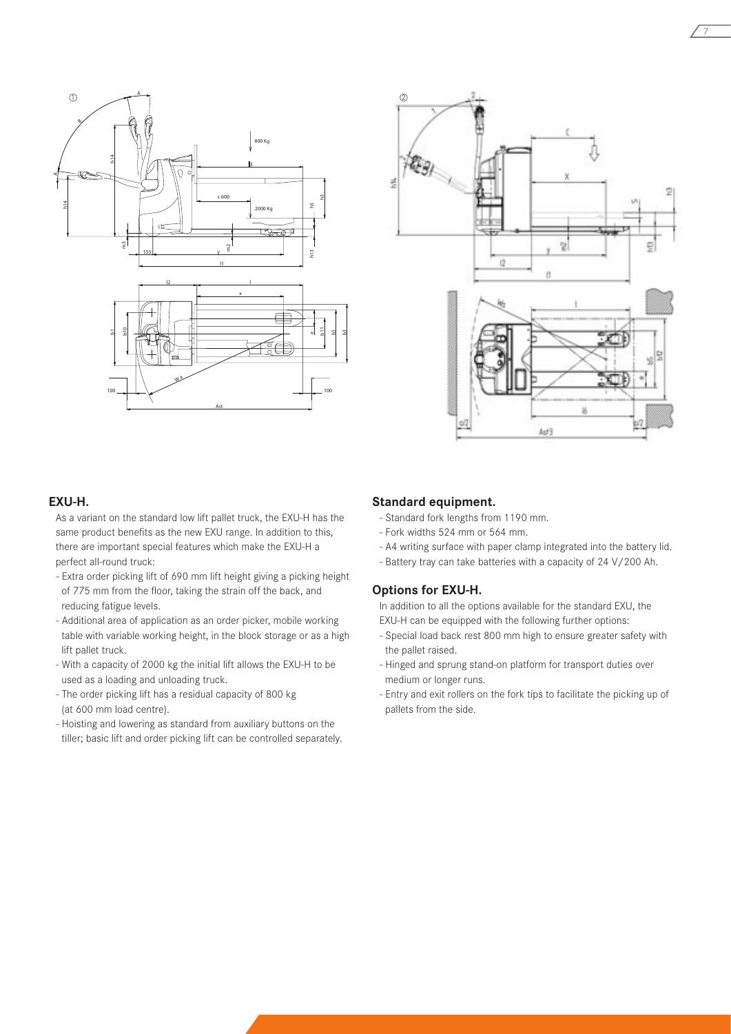## EXU-H.

As a variant on the standard low lift pallet truck, the EXU-H has the same product benefits as the new EXU range. In addition to this, there are important special features which make the EXU-H a perfect all-round truck:

- Extra order picking lift of 690 mm lift height giving a picking height of 775 mm from the floor, taking the strain off the back, and reducing fatigue levels.
- Additional area of application as an order picker, mobile working table with variable working height, in the block storage or as a high lift pallet truck.
- With a capacity of 2000 kg the initial lift allows the EXU-H to be used as a loading and unloading truck.
- The order picking lift has a residual capacity of 800 kg (at 600 mm load centre).
- Hoisting and lowering as standard from auxiliary buttons on the tiller; basic lift and order picking lift can be controlled separately.

## Standard equipment.

- Standard fork lengths from 1190 mm.
- Fork widths 524 mm or 564 mm.
- A4 writing surface with paper clamp integrated into the battery lid.
- Battery tray can take batteries with a capacity of 24 V/200 Ah.

## Options for EXU-H.

In addition to all the options available for the standard EXU, the EXU-H can be equipped with the following further options:

- Special load back rest 800 mm high to ensure greater safety with the pallet raised.
- Hinged and sprung stand-on platform for transport duties over medium or longer runs.
- Entry and exit rollers on the fork tips to facilitate the picking up of pallets from the side.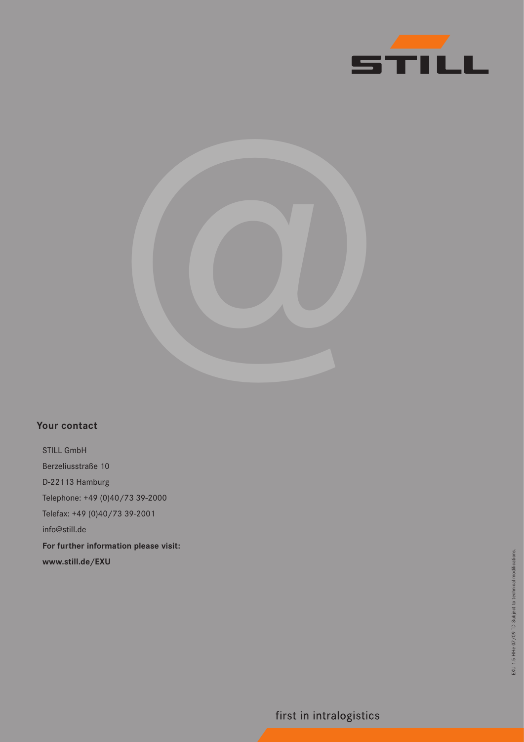## Your contact

STILL GmbH

Berzeliusstraße 10

D-22113 Hamburg

Telephone: +49 (0)40/73 39-2000

Telefax: +49 (0)40/73 39-2001

info@still.de

**For further information please visit:**

**www.still.de/EXU**

EXU 1.5 HHe 07/09 TD Subject to technical modifications.

first in intralogistics